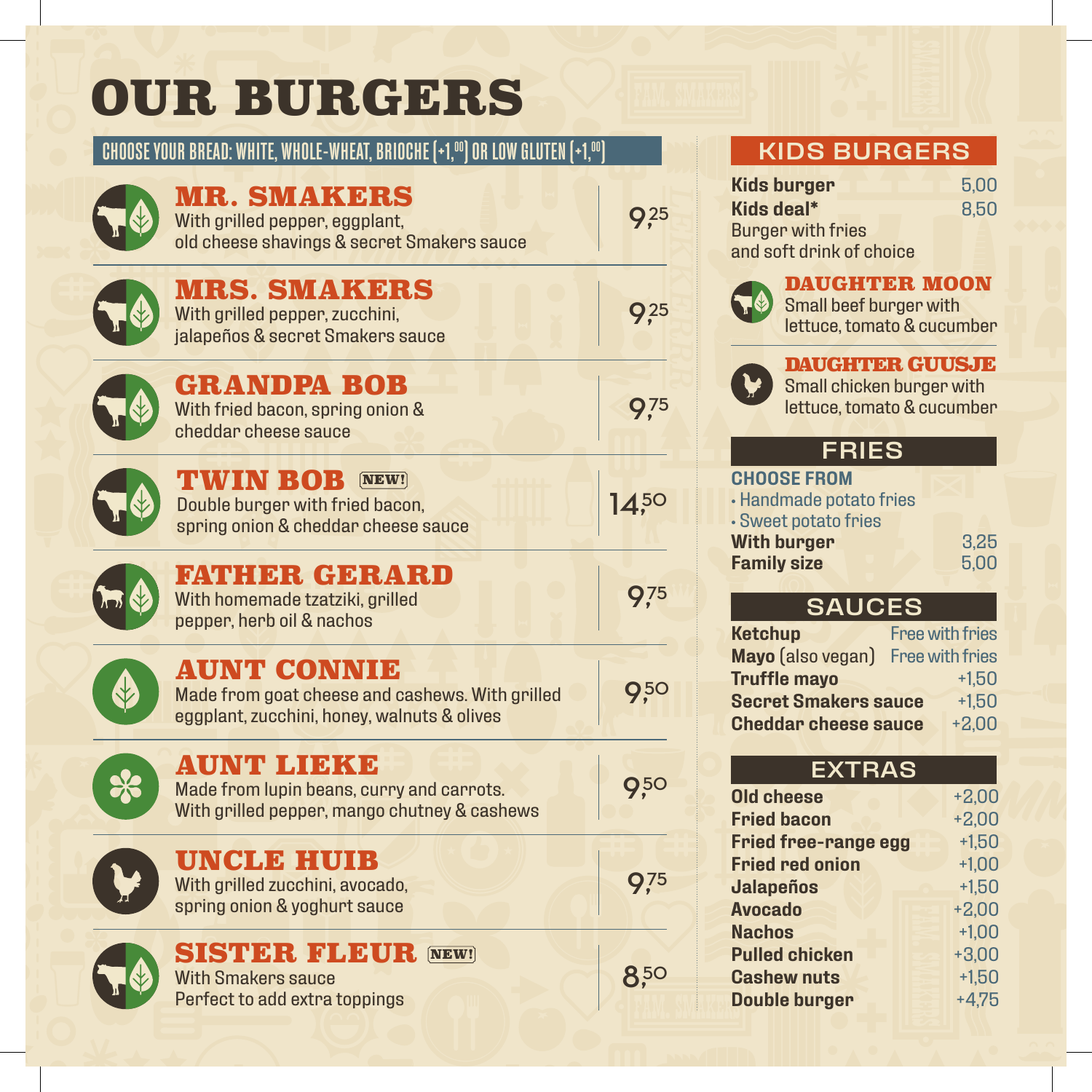# OUR BURGERS

**CHOOSE YOUR BREAD: WHITE, WHOLE-WHEAT, BRIOCHE (+1,00) OR LOW GLUTEN (+1,00)**

### MR. SMAKERS — 9,25
With grilled pepper, eggplant, old cheese shavings & secret Smakers sauce

### MRS. SMAKERS — 9,25
With grilled pepper, zucchini, jalapeños & secret Smakers sauce

### GRANDPA BOB — 9,75
With fried bacon, spring onion & cheddar cheese sauce

### TWIN BOB NEW! — 14,50
Double burger with fried bacon, spring onion & cheddar cheese sauce

### FATHER GERARD — 9,75
With homemade tzatziki, grilled pepper, herb oil & nachos

### AUNT CONNIE — 9,50
Made from goat cheese and cashews. With grilled eggplant, zucchini, honey, walnuts & olives

### AUNT LIEKE — 9,50
Made from lupin beans, curry and carrots. With grilled pepper, mango chutney & cashews

### UNCLE HUIB — 9,75
With grilled zucchini, avocado, spring onion & yoghurt sauce

### SISTER FLEUR NEW! — 8,50
With Smakers sauce
Perfect to add extra toppings

## KIDS BURGERS

| | |
|---|---|
| **Kids burger** | 5,00 |
| **Kids deal*** | 8,50 |

Burger with fries and soft drink of choice

### DAUGHTER MOON
Small beef burger with lettuce, tomato & cucumber

### DAUGHTER GUUSJE
Small chicken burger with lettuce, tomato & cucumber

## FRIES

**CHOOSE FROM**
- Handmade potato fries
- Sweet potato fries

| | |
|---|---|
| **With burger** | 3,25 |
| **Family size** | 5,00 |

## SAUCES

| | |
|---|---|
| **Ketchup** | Free with fries |
| **Mayo** (also vegan) | Free with fries |
| **Truffle mayo** | +1,50 |
| **Secret Smakers sauce** | +1,50 |
| **Cheddar cheese sauce** | +2,00 |

## EXTRAS

| | |
|---|---|
| **Old cheese** | +2,00 |
| **Fried bacon** | +2,00 |
| **Fried free-range egg** | +1,50 |
| **Fried red onion** | +1,00 |
| **Jalapeños** | +1,50 |
| **Avocado** | +2,00 |
| **Nachos** | +1,00 |
| **Pulled chicken** | +3,00 |
| **Cashew nuts** | +1,50 |
| **Double burger** | +4,75 |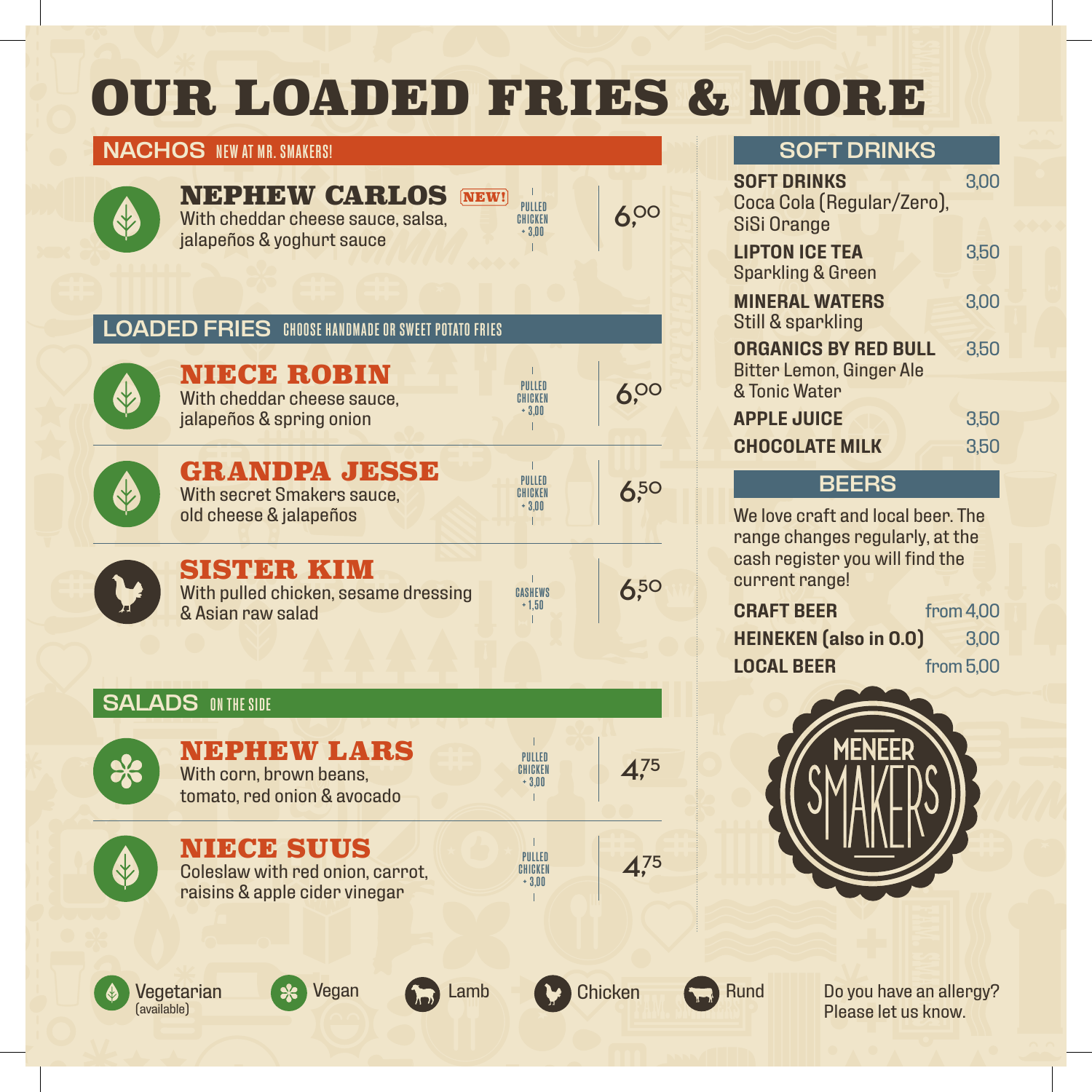# OUR LOADED FRIES & MORE

## NACHOS NEW AT MR. SMAKERS!

### NEPHEW CARLOS NEW!

With cheddar cheese sauce, salsa, jalapeños & yoghurt sauce

PULLED CHICKEN + 3,00

6,00

## LOADED FRIES CHOOSE HANDMADE OR SWEET POTATO FRIES

### NIECE ROBIN

With cheddar cheese sauce, jalapeños & spring onion

PULLED CHICKEN + 3,00

6,00

### GRANDPA JESSE

With secret Smakers sauce, old cheese & jalapeños

PULLED CHICKEN + 3,00

6,50

### SISTER KIM

With pulled chicken, sesame dressing & Asian raw salad

CASHEWS + 1,50

6,50

## SALADS ON THE SIDE

### NEPHEW LARS

With corn, brown beans, tomato, red onion & avocado

PULLED CHICKEN + 3,00

4,75

### NIECE SUUS

Coleslaw with red onion, carrot, raisins & apple cider vinegar

PULLED CHICKEN + 3,00

4,75

## SOFT DRINKS

**SOFT DRINKS** 3,00
Coca Cola (Regular/Zero), SiSi Orange

**LIPTON ICE TEA** 3,50
Sparkling & Green

**MINERAL WATERS** 3,00
Still & sparkling

**ORGANICS BY RED BULL** 3,50
Bitter Lemon, Ginger Ale & Tonic Water

**APPLE JUICE** 3,50

**CHOCOLATE MILK** 3,50

## BEERS

We love craft and local beer. The range changes regularly, at the cash register you will find the current range!

**CRAFT BEER** from 4,00

**HEINEKEN (also in 0.0)** 3,00

**LOCAL BEER** from 5,00

MENEER SMAKERS

Vegetarian (available) · Vegan · Lamb · Chicken · Rund

Do you have an allergy? Please let us know.